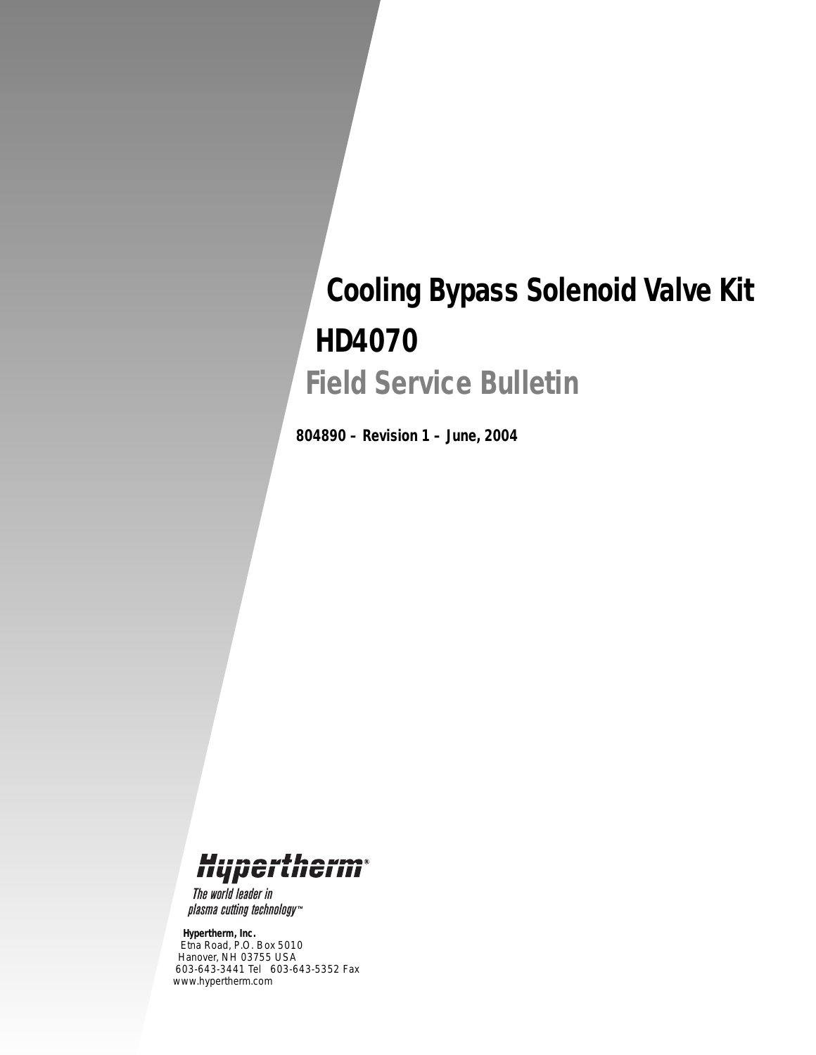# Cooling Bypass Solenoid Valve Kit

# HD4070

## Field Service Bulletin

**804890 – Revision 1 – June, 2004**

Hypertherm®

*The world leader in plasma cutting technology™*

**Hypertherm, Inc.**
Etna Road, P.O. Box 5010
Hanover, NH 03755 USA
603-643-3441 Tel 603-643-5352 Fax
www.hypertherm.com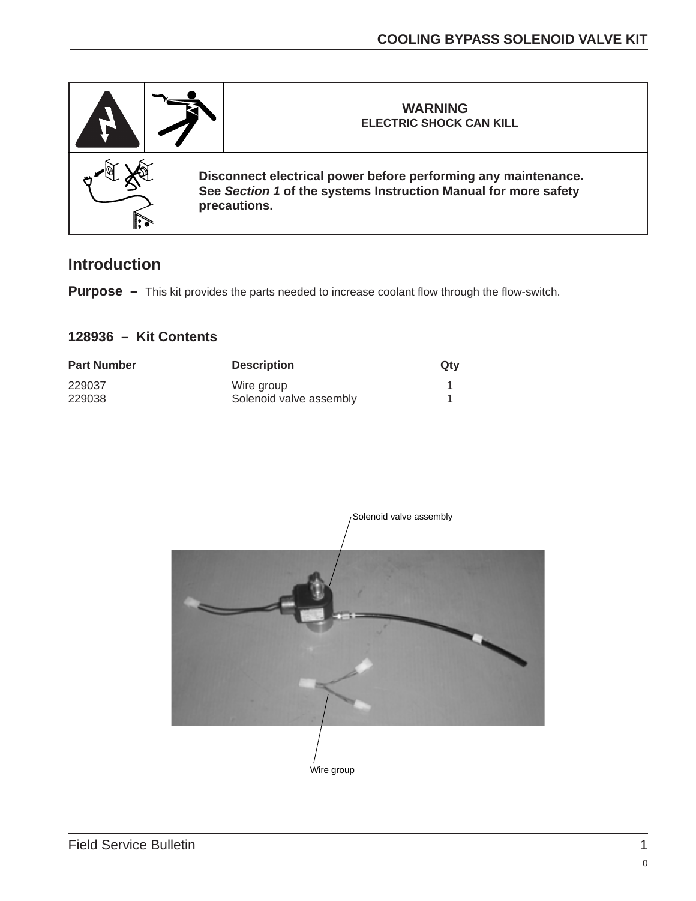**WARNING**
**ELECTRIC SHOCK CAN KILL**

**Disconnect electrical power before performing any maintenance.**
**See *Section 1* of the systems Instruction Manual for more safety precautions.**

## Introduction

**Purpose –** This kit provides the parts needed to increase coolant flow through the flow-switch.

### 128936 – Kit Contents

| Part Number | Description | Qty |
|---|---|---|
| 229037 | Wire group | 1 |
| 229038 | Solenoid valve assembly | 1 |

Solenoid valve assembly

Wire group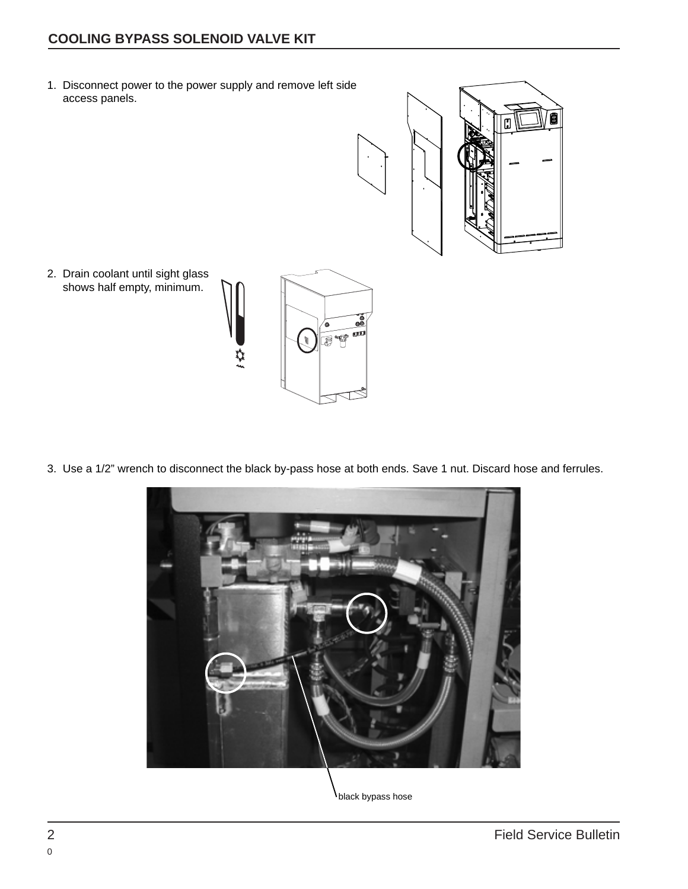## COOLING BYPASS SOLENOID VALVE KIT

1. Disconnect power to the power supply and remove left side access panels.

2. Drain coolant until sight glass shows half empty, minimum.

3. Use a 1/2” wrench to disconnect the black by-pass hose at both ends. Save 1 nut. Discard hose and ferrules.

black bypass hose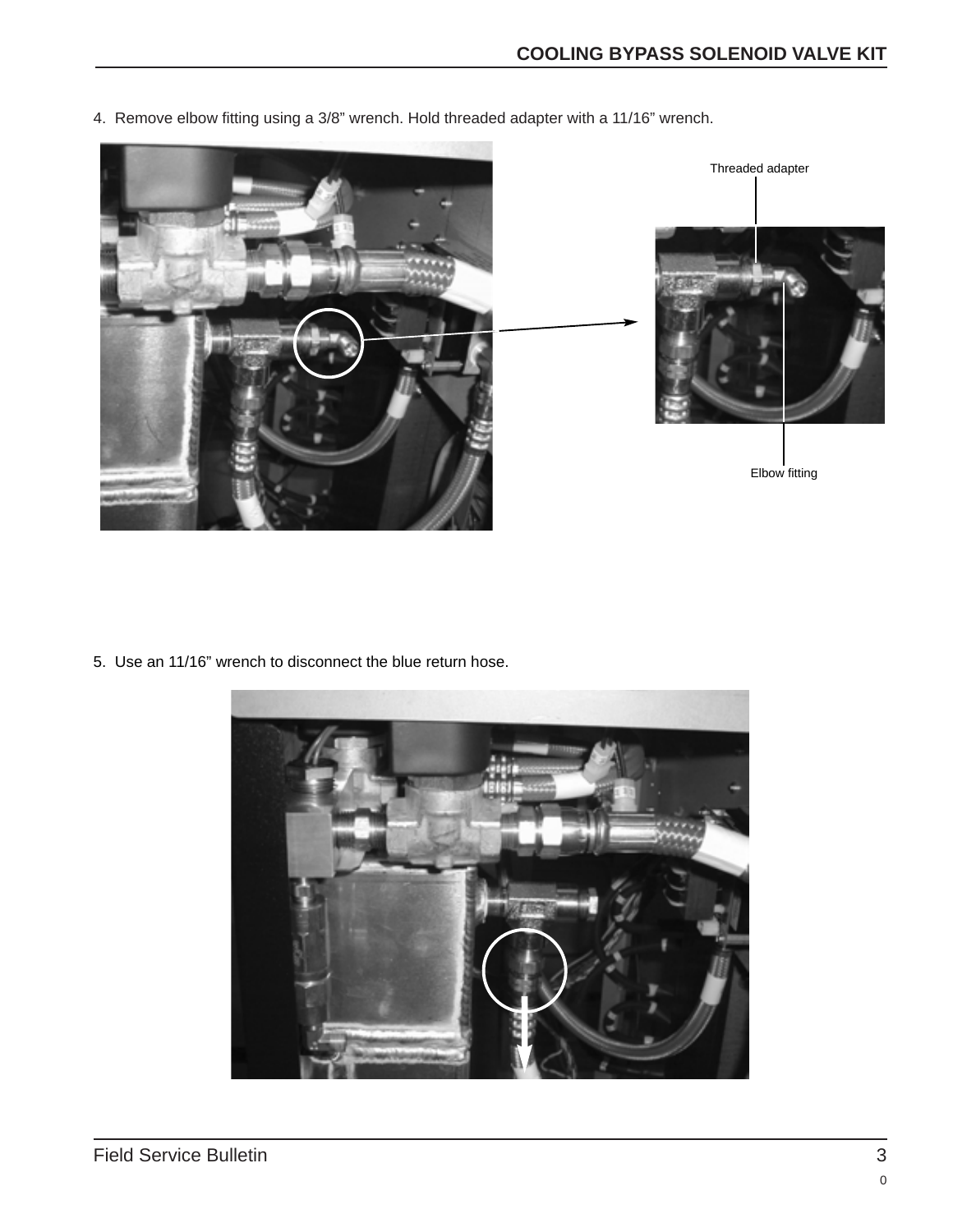4. Remove elbow fitting using a 3/8” wrench. Hold threaded adapter with a 11/16” wrench.

Threaded adapter

Elbow fitting

5. Use an 11/16” wrench to disconnect the blue return hose.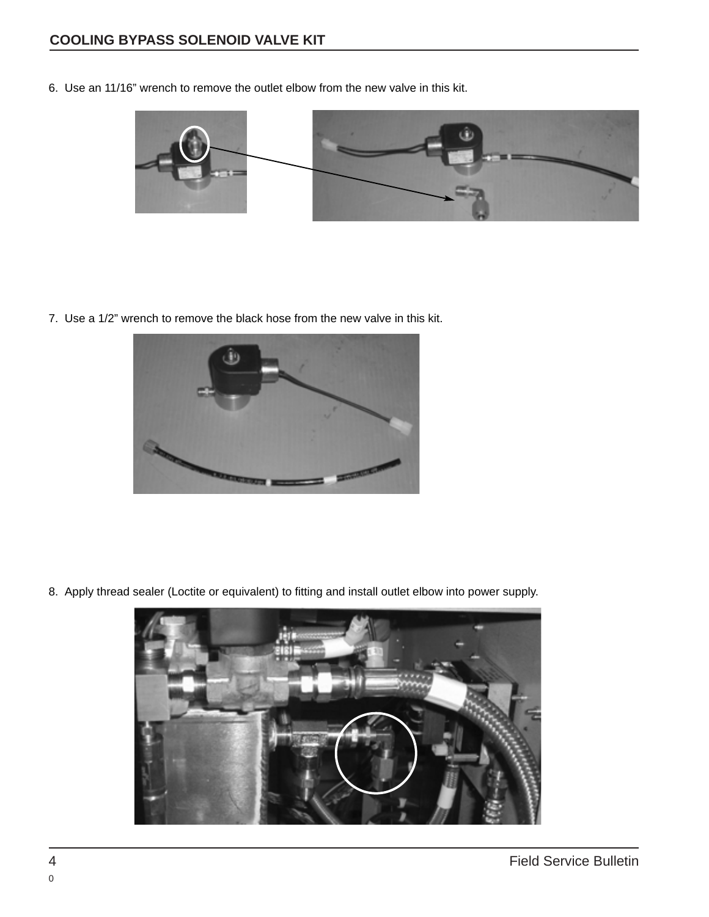6. Use an 11/16" wrench to remove the outlet elbow from the new valve in this kit.

7. Use a 1/2" wrench to remove the black hose from the new valve in this kit.

8. Apply thread sealer (Loctite or equivalent) to fitting and install outlet elbow into power supply.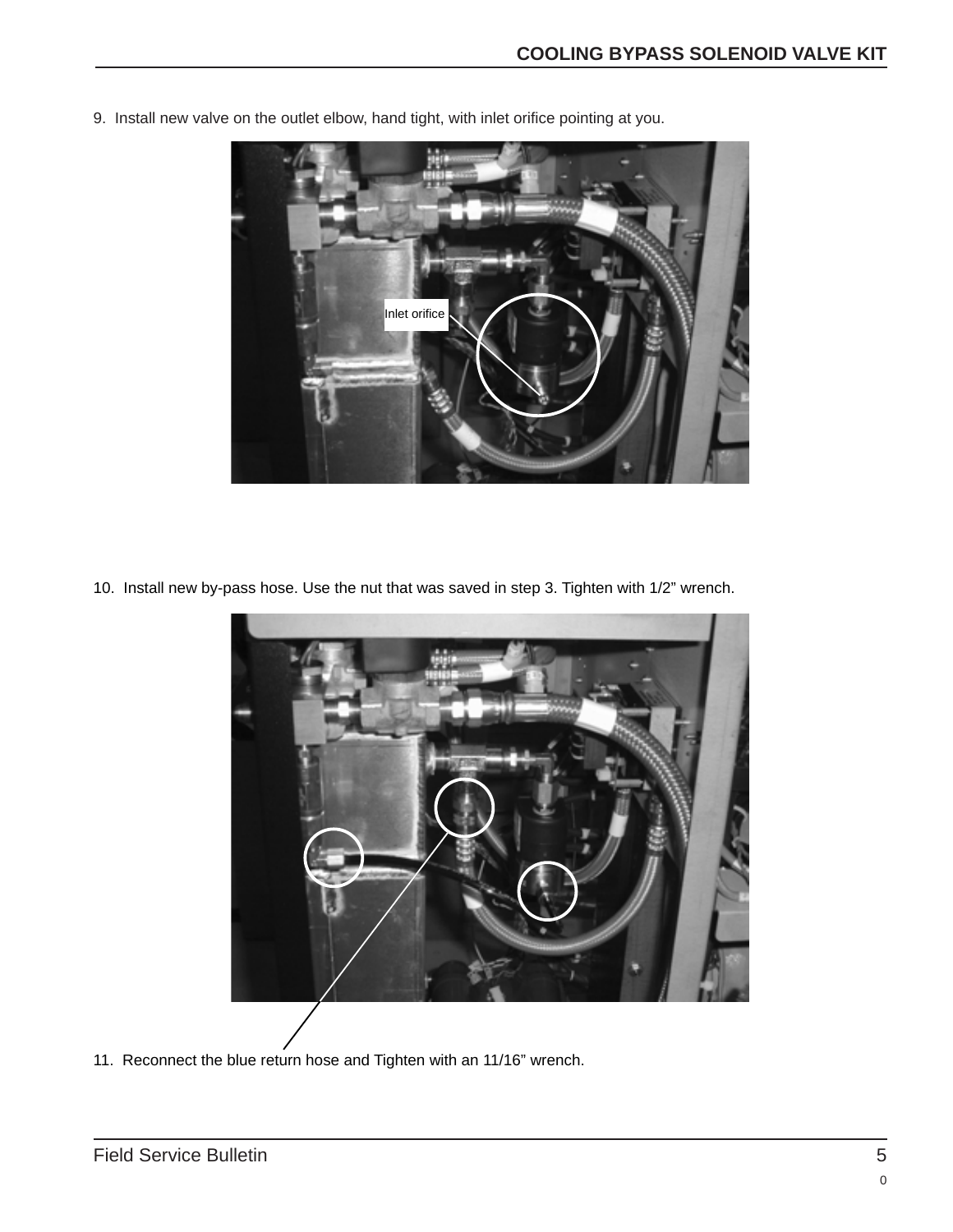9. Install new valve on the outlet elbow, hand tight, with inlet orifice pointing at you.

10. Install new by-pass hose. Use the nut that was saved in step 3. Tighten with 1/2" wrench.

11. Reconnect the blue return hose and Tighten with an 11/16" wrench.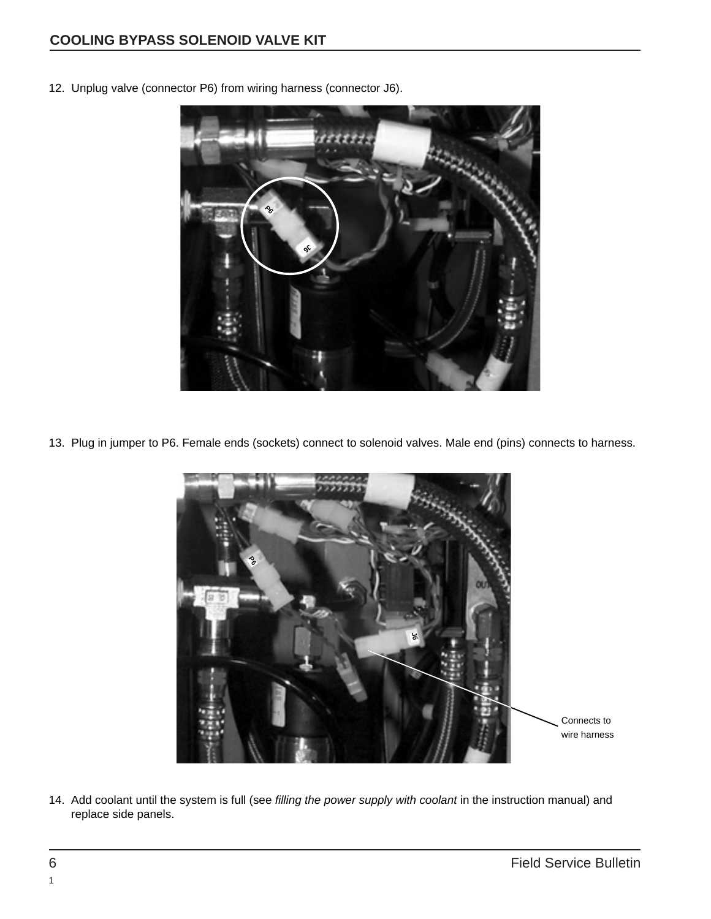12. Unplug valve (connector P6) from wiring harness (connector J6).

13. Plug in jumper to P6. Female ends (sockets) connect to solenoid valves. Male end (pins) connects to harness.

Connects to wire harness

14. Add coolant until the system is full (see *filling the power supply with coolant* in the instruction manual) and replace side panels.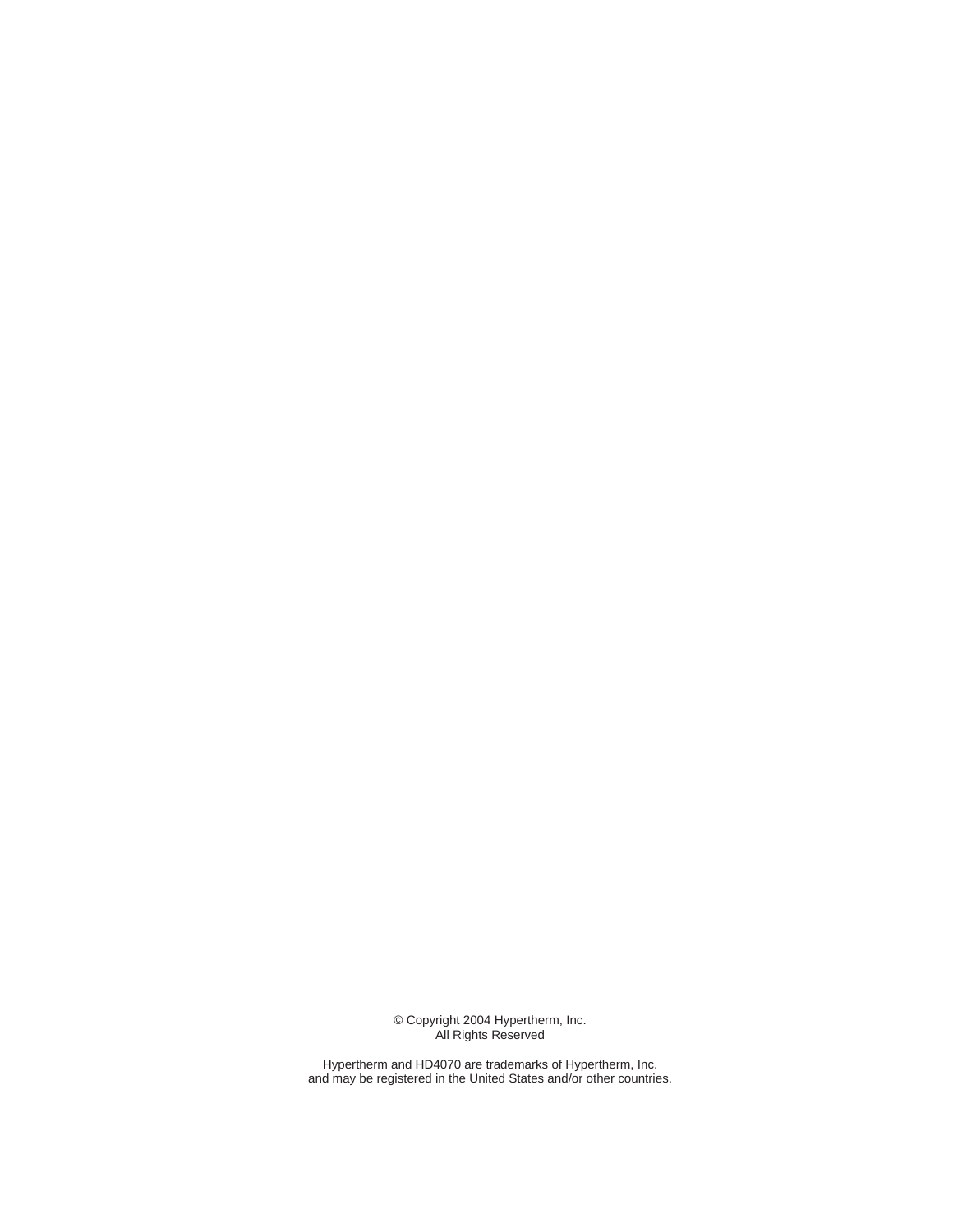© Copyright 2004 Hypertherm, Inc.
All Rights Reserved

Hypertherm and HD4070 are trademarks of Hypertherm, Inc.
and may be registered in the United States and/or other countries.